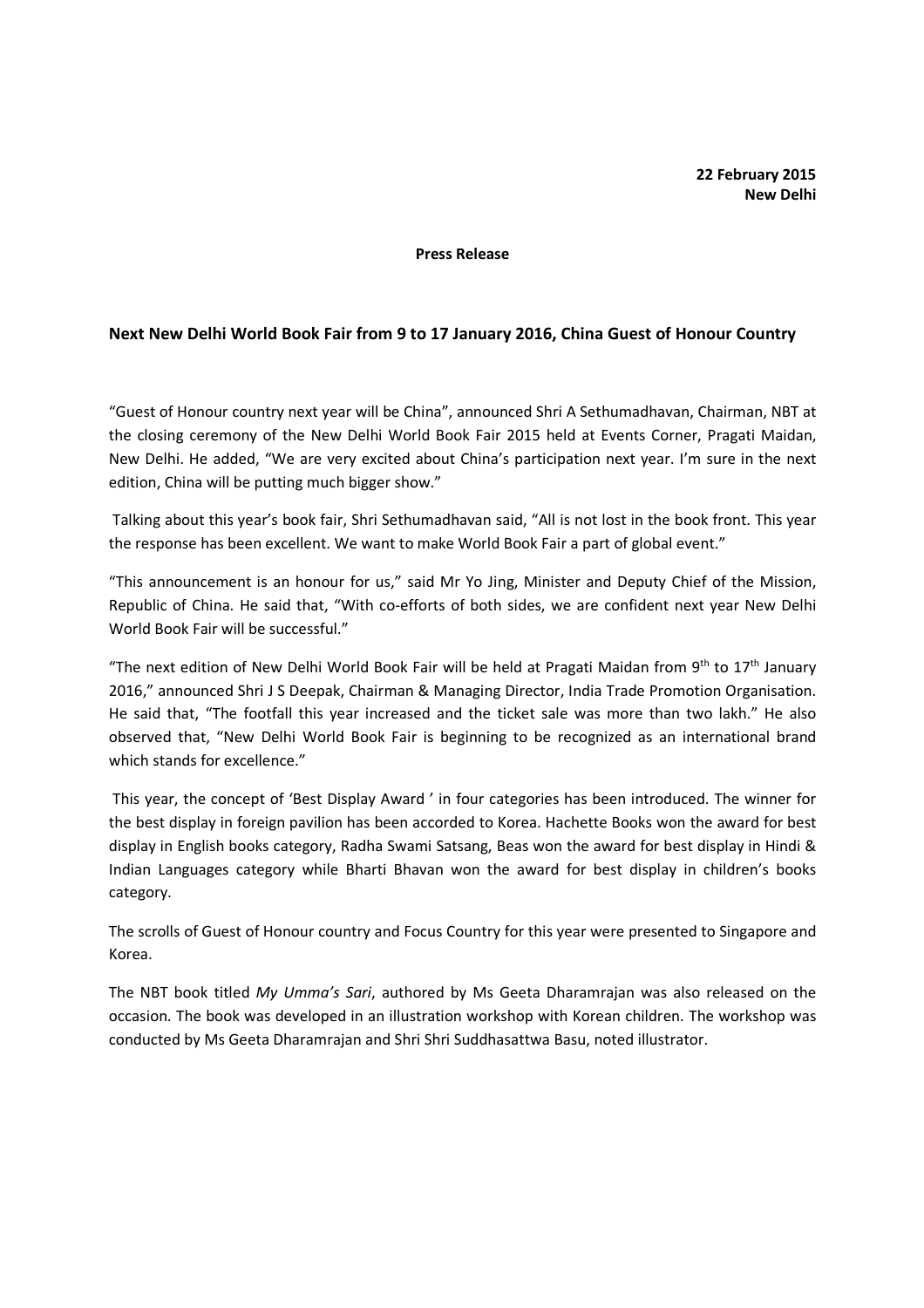**22 February 2015**
**New Delhi**

**Press Release**

## Next New Delhi World Book Fair from 9 to 17 January 2016, China Guest of Honour Country

"Guest of Honour country next year will be China", announced Shri A Sethumadhavan, Chairman, NBT at the closing ceremony of the New Delhi World Book Fair 2015 held at Events Corner, Pragati Maidan, New Delhi. He added, "We are very excited about China's participation next year. I'm sure in the next edition, China will be putting much bigger show."

Talking about this year's book fair, Shri Sethumadhavan said, "All is not lost in the book front. This year the response has been excellent. We want to make World Book Fair a part of global event."

"This announcement is an honour for us," said Mr Yo Jing, Minister and Deputy Chief of the Mission, Republic of China. He said that, "With co-efforts of both sides, we are confident next year New Delhi World Book Fair will be successful."

"The next edition of New Delhi World Book Fair will be held at Pragati Maidan from 9th to 17th January 2016," announced Shri J S Deepak, Chairman & Managing Director, India Trade Promotion Organisation. He said that, "The footfall this year increased and the ticket sale was more than two lakh." He also observed that, "New Delhi World Book Fair is beginning to be recognized as an international brand which stands for excellence."

This year, the concept of 'Best Display Award ' in four categories has been introduced. The winner for the best display in foreign pavilion has been accorded to Korea. Hachette Books won the award for best display in English books category, Radha Swami Satsang, Beas won the award for best display in Hindi & Indian Languages category while Bharti Bhavan won the award for best display in children's books category.

The scrolls of Guest of Honour country and Focus Country for this year were presented to Singapore and Korea.

The NBT book titled *My Umma's Sari*, authored by Ms Geeta Dharamrajan was also released on the occasion. The book was developed in an illustration workshop with Korean children. The workshop was conducted by Ms Geeta Dharamrajan and Shri Shri Suddhasattwa Basu, noted illustrator.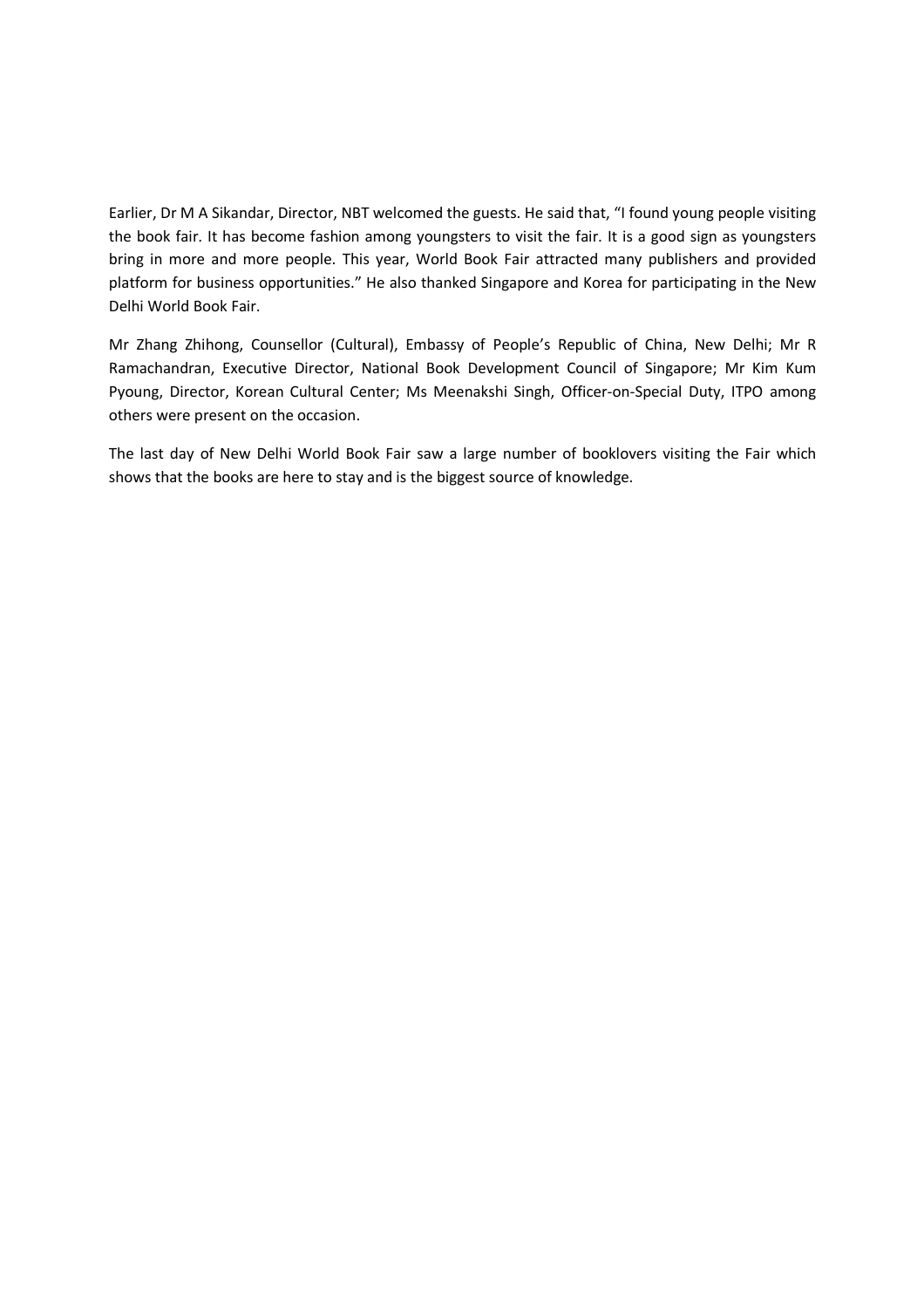Earlier, Dr M A Sikandar, Director, NBT welcomed the guests. He said that, "I found young people visiting the book fair. It has become fashion among youngsters to visit the fair. It is a good sign as youngsters bring in more and more people. This year, World Book Fair attracted many publishers and provided platform for business opportunities." He also thanked Singapore and Korea for participating in the New Delhi World Book Fair.

Mr Zhang Zhihong, Counsellor (Cultural), Embassy of People's Republic of China, New Delhi; Mr R Ramachandran, Executive Director, National Book Development Council of Singapore; Mr Kim Kum Pyoung, Director, Korean Cultural Center; Ms Meenakshi Singh, Officer-on-Special Duty, ITPO among others were present on the occasion.

The last day of New Delhi World Book Fair saw a large number of booklovers visiting the Fair which shows that the books are here to stay and is the biggest source of knowledge.